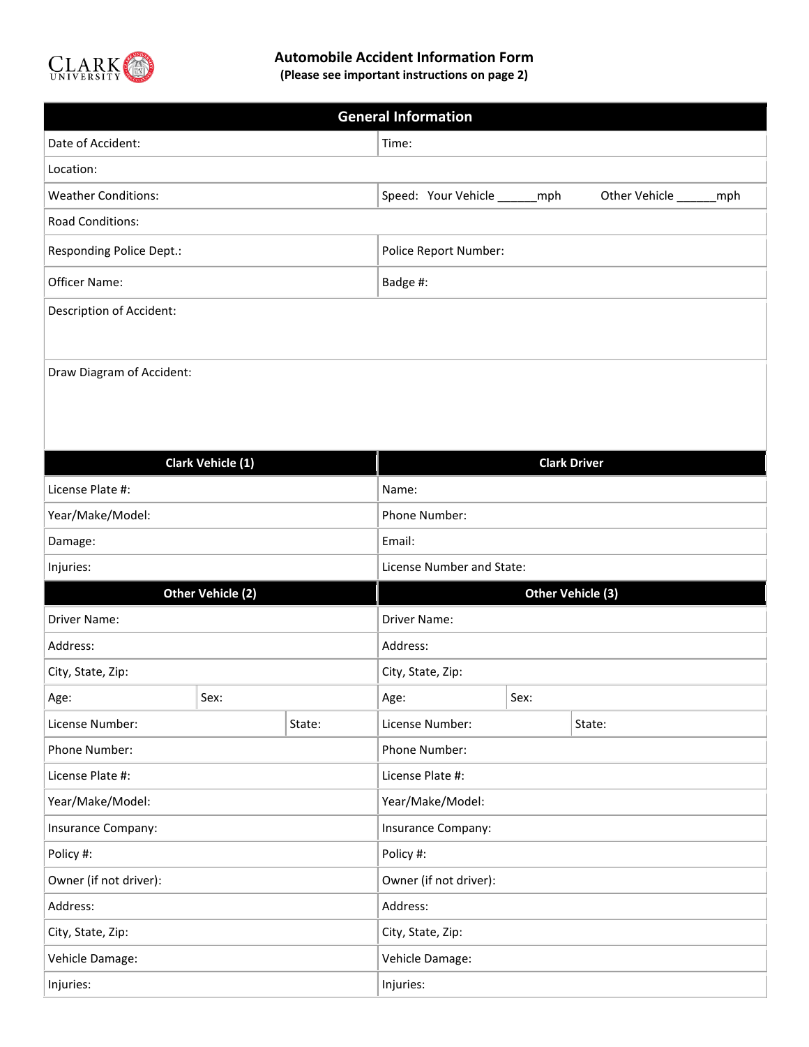CLARK UNIVERSITY

# Automobile Accident Information Form

**(Please see important instructions on page 2)**

## General Information

| | |
|---|---|
| Date of Accident: | Time: |
| Location: | |
| Weather Conditions: | Speed: Your Vehicle ______mph Other Vehicle ______mph |
| Road Conditions: | |
| Responding Police Dept.: | Police Report Number: |
| Officer Name: | Badge #: |
| Description of Accident: | |
| Draw Diagram of Accident: | |

| Clark Vehicle (1) | Clark Driver |
|---|---|
| License Plate #: | Name: |
| Year/Make/Model: | Phone Number: |
| Damage: | Email: |
| Injuries: | License Number and State: |

| Other Vehicle (2) | | Other Vehicle (3) | |
|---|---|---|---|
| Driver Name: | | Driver Name: | |
| Address: | | Address: | |
| City, State, Zip: | | City, State, Zip: | |
| Age: | Sex: | Age: | Sex: |
| License Number: | State: | License Number: | State: |
| Phone Number: | | Phone Number: | |
| License Plate #: | | License Plate #: | |
| Year/Make/Model: | | Year/Make/Model: | |
| Insurance Company: | | Insurance Company: | |
| Policy #: | | Policy #: | |
| Owner (if not driver): | | Owner (if not driver): | |
| Address: | | Address: | |
| City, State, Zip: | | City, State, Zip: | |
| Vehicle Damage: | | Vehicle Damage: | |
| Injuries: | | Injuries: | |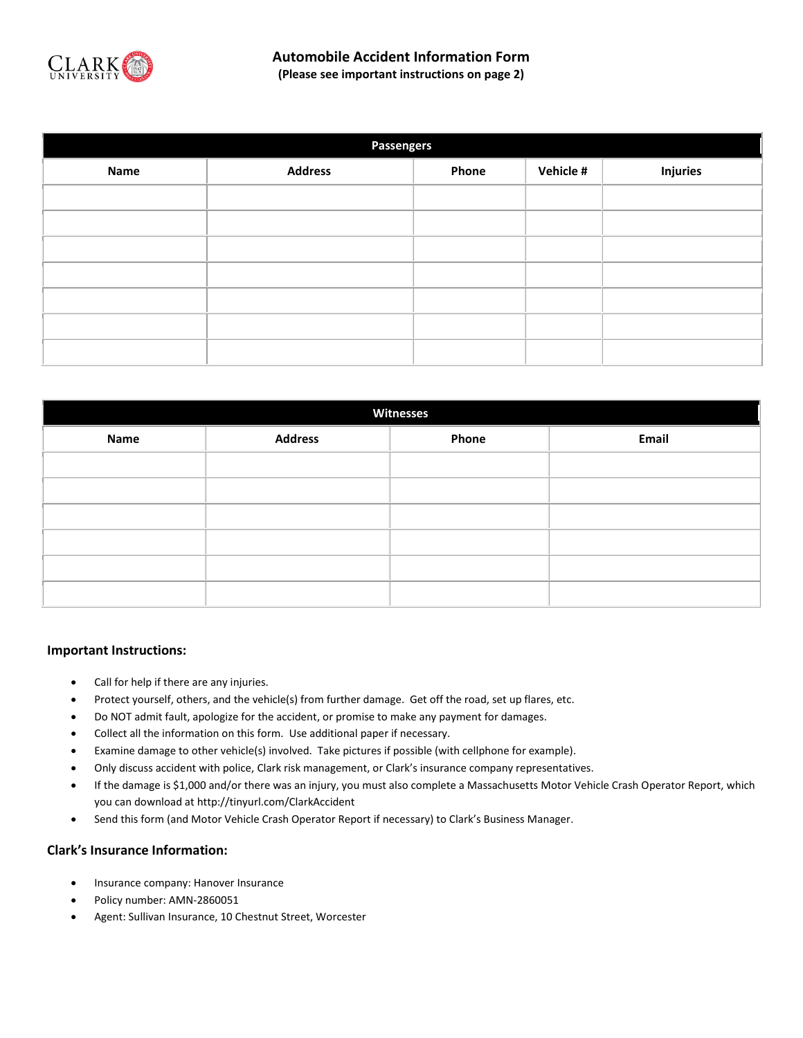# Automobile Accident Information Form

**(Please see important instructions on page 2)**

| Passengers | | | | |
|---|---|---|---|---|
| **Name** | **Address** | **Phone** | **Vehicle #** | **Injuries** |
| | | | | |
| | | | | |
| | | | | |
| | | | | |
| | | | | |
| | | | | |
| | | | | |

| Witnesses | | | |
|---|---|---|---|
| **Name** | **Address** | **Phone** | **Email** |
| | | | |
| | | | |
| | | | |
| | | | |
| | | | |
| | | | |

### Important Instructions:

- Call for help if there are any injuries.
- Protect yourself, others, and the vehicle(s) from further damage. Get off the road, set up flares, etc.
- Do NOT admit fault, apologize for the accident, or promise to make any payment for damages.
- Collect all the information on this form. Use additional paper if necessary.
- Examine damage to other vehicle(s) involved. Take pictures if possible (with cellphone for example).
- Only discuss accident with police, Clark risk management, or Clark's insurance company representatives.
- If the damage is $1,000 and/or there was an injury, you must also complete a Massachusetts Motor Vehicle Crash Operator Report, which you can download at http://tinyurl.com/ClarkAccident
- Send this form (and Motor Vehicle Crash Operator Report if necessary) to Clark's Business Manager.

### Clark's Insurance Information:

- Insurance company: Hanover Insurance
- Policy number: AMN-2860051
- Agent: Sullivan Insurance, 10 Chestnut Street, Worcester